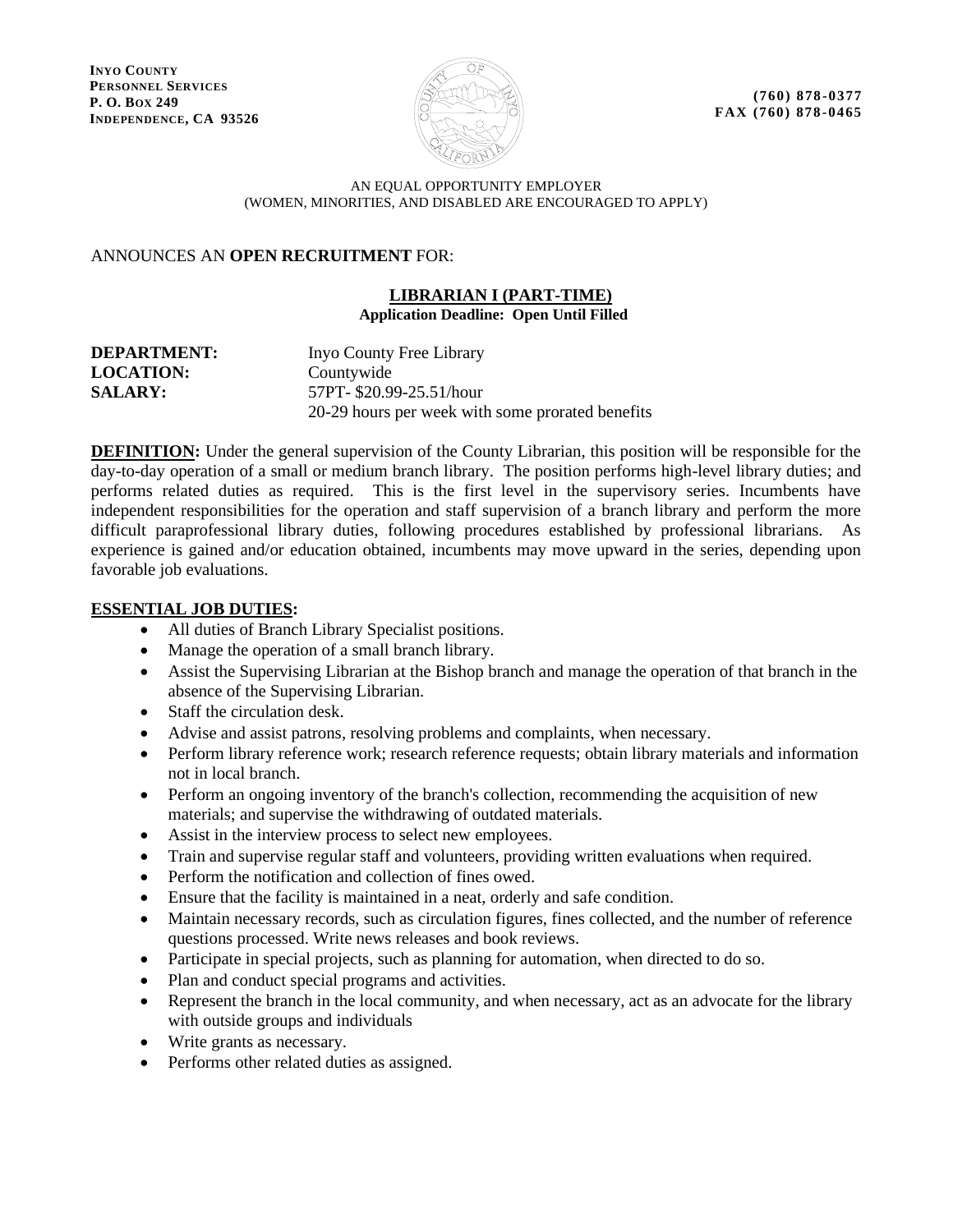**INYO COUNTY**
**PERSONNEL SERVICES**
**P. O. BOX 249**
**INDEPENDENCE, CA 93526**

**(760) 878-0377**
**FAX (760) 878-0465**

AN EQUAL OPPORTUNITY EMPLOYER
(WOMEN, MINORITIES, AND DISABLED ARE ENCOURAGED TO APPLY)

ANNOUNCES AN **OPEN RECRUITMENT** FOR:

## LIBRARIAN I (PART-TIME)

**Application Deadline: Open Until Filled**

**DEPARTMENT:** Inyo County Free Library
**LOCATION:** Countywide
**SALARY:** 57PT- $20.99-25.51/hour
20-29 hours per week with some prorated benefits

**DEFINITION:** Under the general supervision of the County Librarian, this position will be responsible for the day-to-day operation of a small or medium branch library. The position performs high-level library duties; and performs related duties as required. This is the first level in the supervisory series. Incumbents have independent responsibilities for the operation and staff supervision of a branch library and perform the more difficult paraprofessional library duties, following procedures established by professional librarians. As experience is gained and/or education obtained, incumbents may move upward in the series, depending upon favorable job evaluations.

**ESSENTIAL JOB DUTIES:**

- All duties of Branch Library Specialist positions.
- Manage the operation of a small branch library.
- Assist the Supervising Librarian at the Bishop branch and manage the operation of that branch in the absence of the Supervising Librarian.
- Staff the circulation desk.
- Advise and assist patrons, resolving problems and complaints, when necessary.
- Perform library reference work; research reference requests; obtain library materials and information not in local branch.
- Perform an ongoing inventory of the branch's collection, recommending the acquisition of new materials; and supervise the withdrawing of outdated materials.
- Assist in the interview process to select new employees.
- Train and supervise regular staff and volunteers, providing written evaluations when required.
- Perform the notification and collection of fines owed.
- Ensure that the facility is maintained in a neat, orderly and safe condition.
- Maintain necessary records, such as circulation figures, fines collected, and the number of reference questions processed. Write news releases and book reviews.
- Participate in special projects, such as planning for automation, when directed to do so.
- Plan and conduct special programs and activities.
- Represent the branch in the local community, and when necessary, act as an advocate for the library with outside groups and individuals
- Write grants as necessary.
- Performs other related duties as assigned.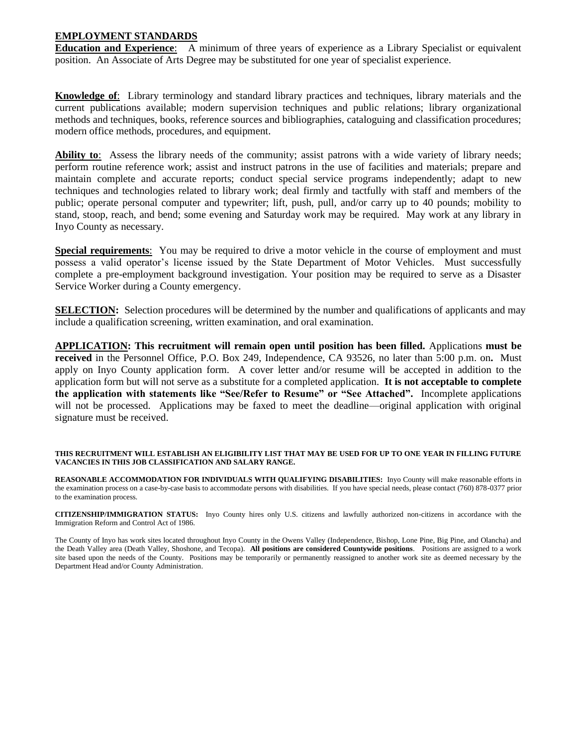## EMPLOYMENT STANDARDS

**Education and Experience**: A minimum of three years of experience as a Library Specialist or equivalent position. An Associate of Arts Degree may be substituted for one year of specialist experience.

**Knowledge of**: Library terminology and standard library practices and techniques, library materials and the current publications available; modern supervision techniques and public relations; library organizational methods and techniques, books, reference sources and bibliographies, cataloguing and classification procedures; modern office methods, procedures, and equipment.

**Ability to**: Assess the library needs of the community; assist patrons with a wide variety of library needs; perform routine reference work; assist and instruct patrons in the use of facilities and materials; prepare and maintain complete and accurate reports; conduct special service programs independently; adapt to new techniques and technologies related to library work; deal firmly and tactfully with staff and members of the public; operate personal computer and typewriter; lift, push, pull, and/or carry up to 40 pounds; mobility to stand, stoop, reach, and bend; some evening and Saturday work may be required. May work at any library in Inyo County as necessary.

**Special requirements**: You may be required to drive a motor vehicle in the course of employment and must possess a valid operator's license issued by the State Department of Motor Vehicles. Must successfully complete a pre-employment background investigation. Your position may be required to serve as a Disaster Service Worker during a County emergency.

**SELECTION:** Selection procedures will be determined by the number and qualifications of applicants and may include a qualification screening, written examination, and oral examination.

**APPLICATION: This recruitment will remain open until position has been filled.** Applications **must be received** in the Personnel Office, P.O. Box 249, Independence, CA 93526, no later than 5:00 p.m. on**.** Must apply on Inyo County application form. A cover letter and/or resume will be accepted in addition to the application form but will not serve as a substitute for a completed application. **It is not acceptable to complete the application with statements like "See/Refer to Resume" or "See Attached".** Incomplete applications will not be processed. Applications may be faxed to meet the deadline—original application with original signature must be received.

**THIS RECRUITMENT WILL ESTABLISH AN ELIGIBILITY LIST THAT MAY BE USED FOR UP TO ONE YEAR IN FILLING FUTURE VACANCIES IN THIS JOB CLASSIFICATION AND SALARY RANGE.**

**REASONABLE ACCOMMODATION FOR INDIVIDUALS WITH QUALIFYING DISABILITIES:** Inyo County will make reasonable efforts in the examination process on a case-by-case basis to accommodate persons with disabilities. If you have special needs, please contact (760) 878-0377 prior to the examination process.

**CITIZENSHIP/IMMIGRATION STATUS:** Inyo County hires only U.S. citizens and lawfully authorized non-citizens in accordance with the Immigration Reform and Control Act of 1986.

The County of Inyo has work sites located throughout Inyo County in the Owens Valley (Independence, Bishop, Lone Pine, Big Pine, and Olancha) and the Death Valley area (Death Valley, Shoshone, and Tecopa). **All positions are considered Countywide positions**. Positions are assigned to a work site based upon the needs of the County. Positions may be temporarily or permanently reassigned to another work site as deemed necessary by the Department Head and/or County Administration.